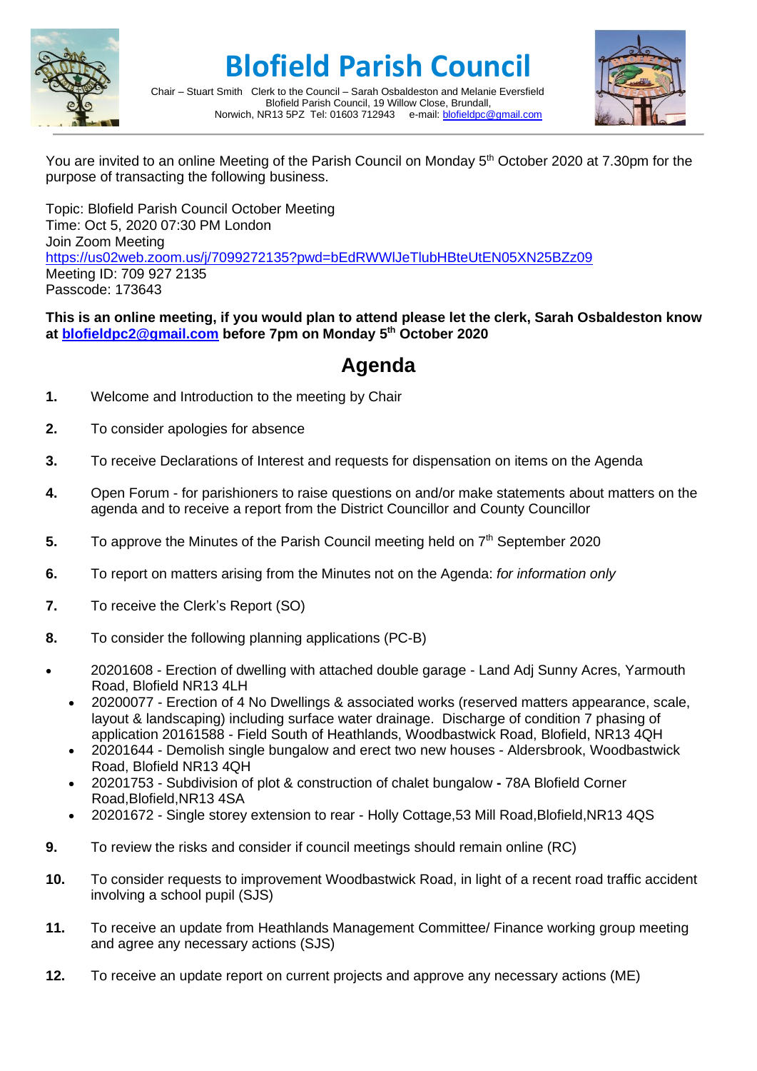# Blofield Parish Council

Chair – Stuart Smith Clerk to the Council – Sarah Osbaldeston and Melanie Eversfield
Blofield Parish Council, 19 Willow Close, Brundall,
Norwich, NR13 5PZ Tel: 01603 712943 e-mail: blofieldpc@gmail.com

You are invited to an online Meeting of the Parish Council on Monday 5th October 2020 at 7.30pm for the purpose of transacting the following business.

Topic: Blofield Parish Council October Meeting
Time: Oct 5, 2020 07:30 PM London
Join Zoom Meeting
https://us02web.zoom.us/j/7099272135?pwd=bEdRWWlJeTlubHBteUtEN05XN25BZz09
Meeting ID: 709 927 2135
Passcode: 173643

**This is an online meeting, if you would plan to attend please let the clerk, Sarah Osbaldeston know at blofieldpc2@gmail.com before 7pm on Monday 5th October 2020**

## Agenda

**1.** Welcome and Introduction to the meeting by Chair

**2.** To consider apologies for absence

**3.** To receive Declarations of Interest and requests for dispensation on items on the Agenda

**4.** Open Forum - for parishioners to raise questions on and/or make statements about matters on the agenda and to receive a report from the District Councillor and County Councillor

**5.** To approve the Minutes of the Parish Council meeting held on 7th September 2020

**6.** To report on matters arising from the Minutes not on the Agenda: *for information only*

**7.** To receive the Clerk's Report (SO)

**8.** To consider the following planning applications (PC-B)

- 20201608 - Erection of dwelling with attached double garage - Land Adj Sunny Acres, Yarmouth Road, Blofield NR13 4LH
- 20200077 - Erection of 4 No Dwellings & associated works (reserved matters appearance, scale, layout & landscaping) including surface water drainage. Discharge of condition 7 phasing of application 20161588 - Field South of Heathlands, Woodbastwick Road, Blofield, NR13 4QH
- 20201644 - Demolish single bungalow and erect two new houses - Aldersbrook, Woodbastwick Road, Blofield NR13 4QH
- 20201753 - Subdivision of plot & construction of chalet bungalow **-** 78A Blofield Corner Road,Blofield,NR13 4SA
- 20201672 - Single storey extension to rear - Holly Cottage,53 Mill Road,Blofield,NR13 4QS

**9.** To review the risks and consider if council meetings should remain online (RC)

**10.** To consider requests to improvement Woodbastwick Road, in light of a recent road traffic accident involving a school pupil (SJS)

**11.** To receive an update from Heathlands Management Committee/ Finance working group meeting and agree any necessary actions (SJS)

**12.** To receive an update report on current projects and approve any necessary actions (ME)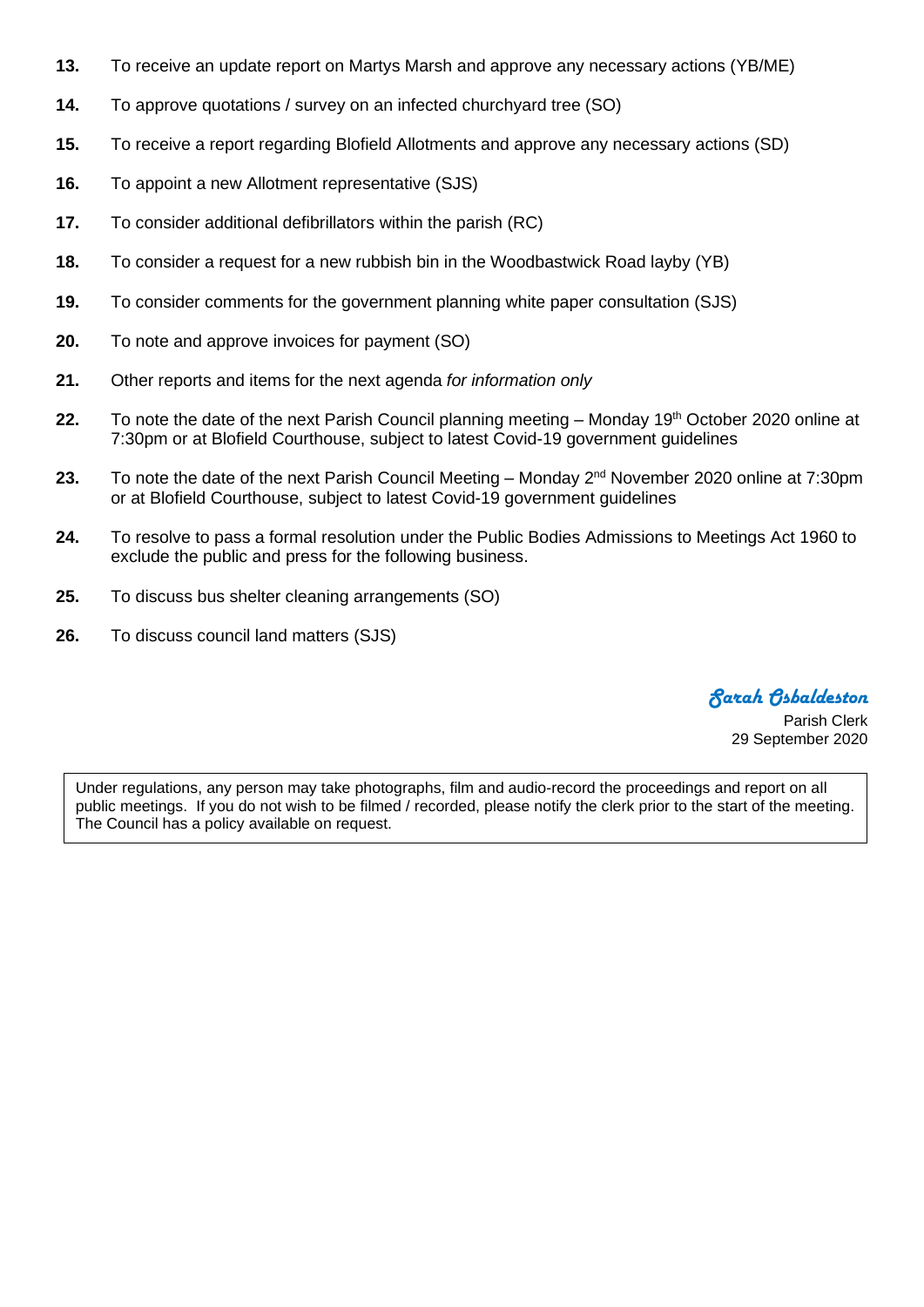**13.** To receive an update report on Martys Marsh and approve any necessary actions (YB/ME)

**14.** To approve quotations / survey on an infected churchyard tree (SO)

**15.** To receive a report regarding Blofield Allotments and approve any necessary actions (SD)

**16.** To appoint a new Allotment representative (SJS)

**17.** To consider additional defibrillators within the parish (RC)

**18.** To consider a request for a new rubbish bin in the Woodbastwick Road layby (YB)

**19.** To consider comments for the government planning white paper consultation (SJS)

**20.** To note and approve invoices for payment (SO)

**21.** Other reports and items for the next agenda *for information only*

**22.** To note the date of the next Parish Council planning meeting – Monday 19th October 2020 online at 7:30pm or at Blofield Courthouse, subject to latest Covid-19 government guidelines

**23.** To note the date of the next Parish Council Meeting – Monday 2nd November 2020 online at 7:30pm or at Blofield Courthouse, subject to latest Covid-19 government guidelines

**24.** To resolve to pass a formal resolution under the Public Bodies Admissions to Meetings Act 1960 to exclude the public and press for the following business.

**25.** To discuss bus shelter cleaning arrangements (SO)

**26.** To discuss council land matters (SJS)

*Sarah Osbaldeston*
Parish Clerk
29 September 2020

Under regulations, any person may take photographs, film and audio-record the proceedings and report on all public meetings. If you do not wish to be filmed / recorded, please notify the clerk prior to the start of the meeting. The Council has a policy available on request.